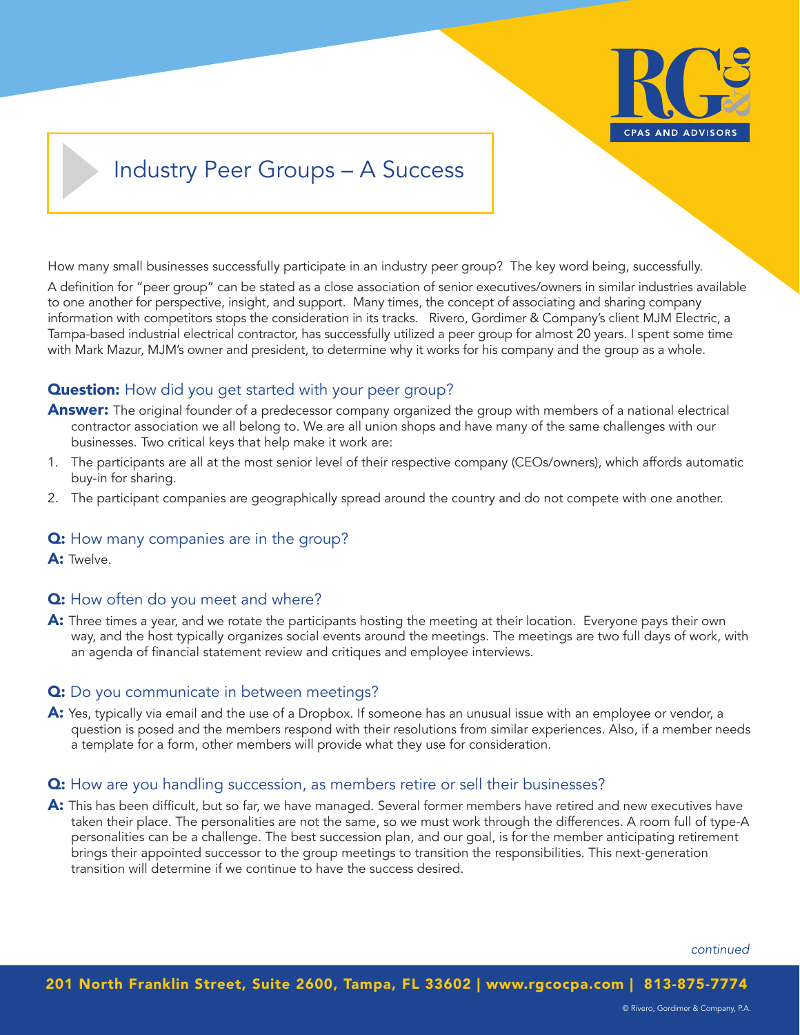# Industry Peer Groups – A Success

How many small businesses successfully participate in an industry peer group? The key word being, successfully.

A definition for "peer group" can be stated as a close association of senior executives/owners in similar industries available to one another for perspective, insight, and support. Many times, the concept of associating and sharing company information with competitors stops the consideration in its tracks. Rivero, Gordimer & Company's client MJM Electric, a Tampa-based industrial electrical contractor, has successfully utilized a peer group for almost 20 years. I spent some time with Mark Mazur, MJM's owner and president, to determine why it works for his company and the group as a whole.

### **Question:** How did you get started with your peer group?

**Answer:** The original founder of a predecessor company organized the group with members of a national electrical contractor association we all belong to. We are all union shops and have many of the same challenges with our businesses. Two critical keys that help make it work are:

1. The participants are all at the most senior level of their respective company (CEOs/owners), which affords automatic buy-in for sharing.
2. The participant companies are geographically spread around the country and do not compete with one another.

### **Q:** How many companies are in the group?

**A:** Twelve.

### **Q:** How often do you meet and where?

**A:** Three times a year, and we rotate the participants hosting the meeting at their location. Everyone pays their own way, and the host typically organizes social events around the meetings. The meetings are two full days of work, with an agenda of financial statement review and critiques and employee interviews.

### **Q:** Do you communicate in between meetings?

**A:** Yes, typically via email and the use of a Dropbox. If someone has an unusual issue with an employee or vendor, a question is posed and the members respond with their resolutions from similar experiences. Also, if a member needs a template for a form, other members will provide what they use for consideration.

### **Q:** How are you handling succession, as members retire or sell their businesses?

**A:** This has been difficult, but so far, we have managed. Several former members have retired and new executives have taken their place. The personalities are not the same, so we must work through the differences. A room full of type-A personalities can be a challenge. The best succession plan, and our goal, is for the member anticipating retirement brings their appointed successor to the group meetings to transition the responsibilities. This next-generation transition will determine if we continue to have the success desired.

*continued*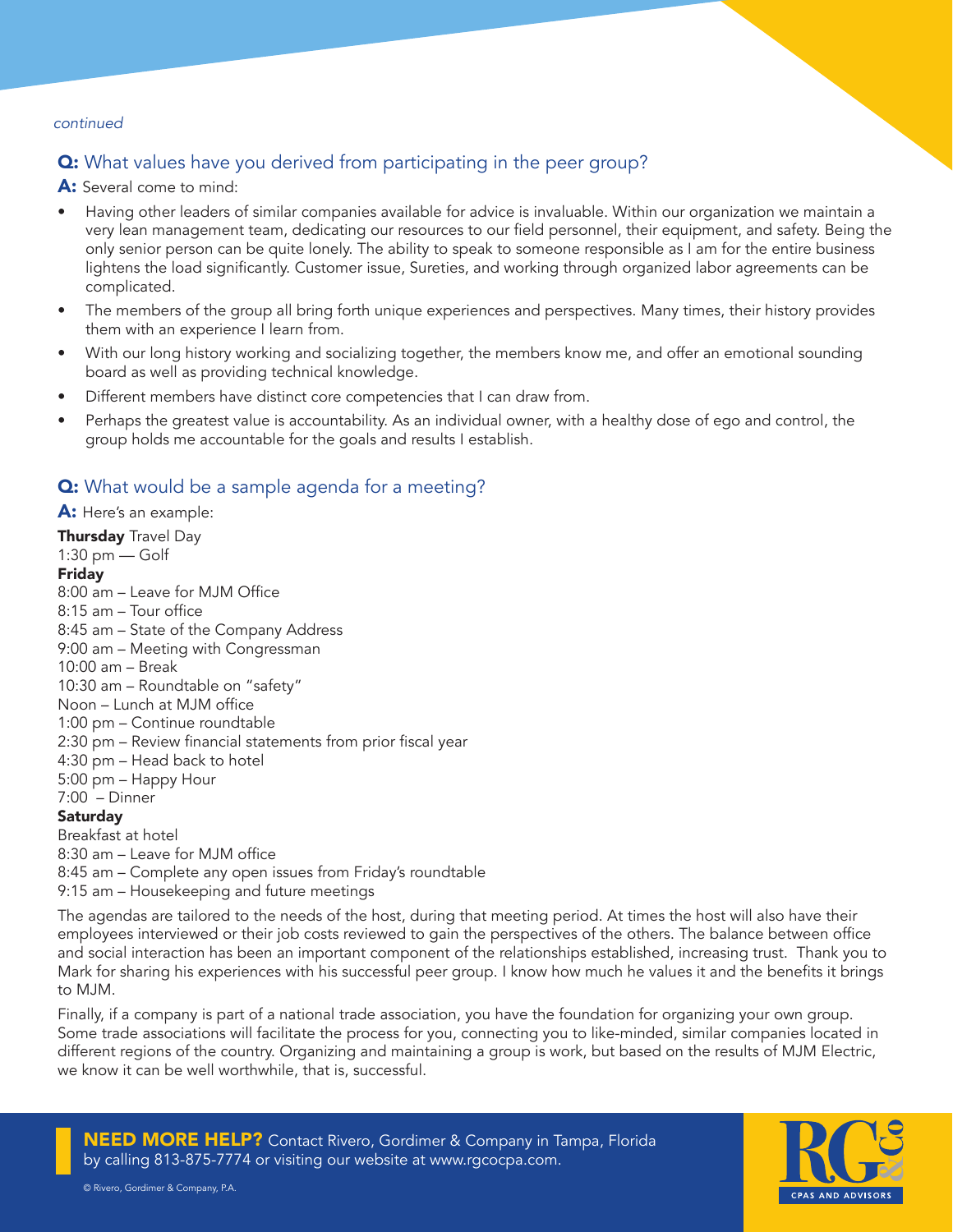*continued*

**Q:** What values have you derived from participating in the peer group?

**A:** Several come to mind:

- Having other leaders of similar companies available for advice is invaluable. Within our organization we maintain a very lean management team, dedicating our resources to our field personnel, their equipment, and safety. Being the only senior person can be quite lonely. The ability to speak to someone responsible as I am for the entire business lightens the load significantly. Customer issue, Sureties, and working through organized labor agreements can be complicated.
- The members of the group all bring forth unique experiences and perspectives. Many times, their history provides them with an experience I learn from.
- With our long history working and socializing together, the members know me, and offer an emotional sounding board as well as providing technical knowledge.
- Different members have distinct core competencies that I can draw from.
- Perhaps the greatest value is accountability. As an individual owner, with a healthy dose of ego and control, the group holds me accountable for the goals and results I establish.

**Q:** What would be a sample agenda for a meeting?

**A:** Here's an example:

**Thursday** Travel Day
1:30 pm — Golf

**Friday**
8:00 am – Leave for MJM Office
8:15 am – Tour office
8:45 am – State of the Company Address
9:00 am – Meeting with Congressman
10:00 am – Break
10:30 am – Roundtable on "safety"
Noon – Lunch at MJM office
1:00 pm – Continue roundtable
2:30 pm – Review financial statements from prior fiscal year
4:30 pm – Head back to hotel
5:00 pm – Happy Hour
7:00 – Dinner

**Saturday**
Breakfast at hotel
8:30 am – Leave for MJM office
8:45 am – Complete any open issues from Friday's roundtable
9:15 am – Housekeeping and future meetings

The agendas are tailored to the needs of the host, during that meeting period. At times the host will also have their employees interviewed or their job costs reviewed to gain the perspectives of the others. The balance between office and social interaction has been an important component of the relationships established, increasing trust. Thank you to Mark for sharing his experiences with his successful peer group. I know how much he values it and the benefits it brings to MJM.

Finally, if a company is part of a national trade association, you have the foundation for organizing your own group. Some trade associations will facilitate the process for you, connecting you to like-minded, similar companies located in different regions of the country. Organizing and maintaining a group is work, but based on the results of MJM Electric, we know it can be well worthwhile, that is, successful.

**NEED MORE HELP?** Contact Rivero, Gordimer & Company in Tampa, Florida by calling 813-875-7774 or visiting our website at www.rgcocpa.com.

© Rivero, Gordimer & Company, P.A.

RG&Co CPAS AND ADVISORS